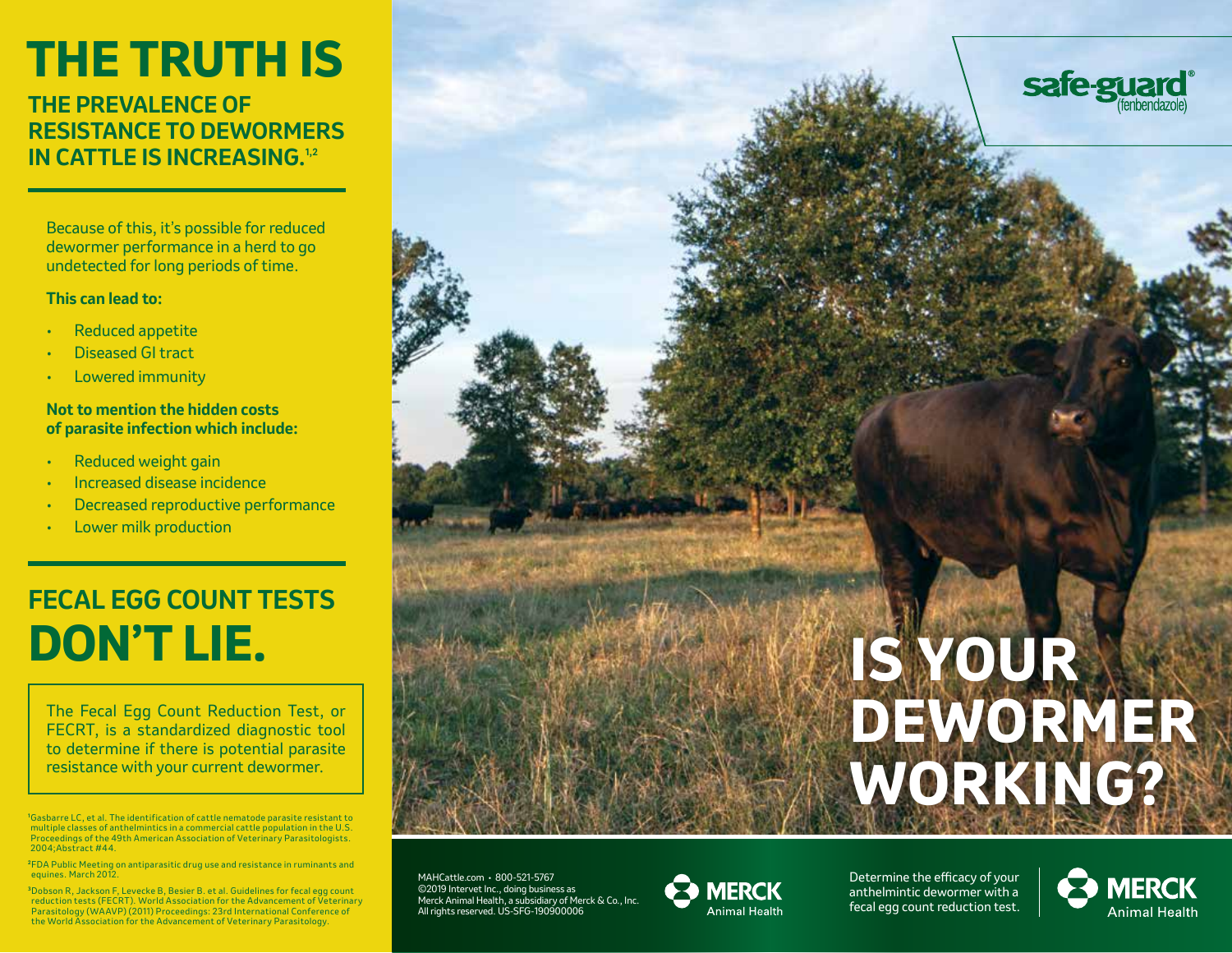# THE TRUTH IS

## THE PREVALENCE OF RESISTANCE TO DEWORMERS IN CATTLE IS INCREASING.[1,2]

Because of this, it's possible for reduced dewormer performance in a herd to go undetected for long periods of time.

**This can lead to:**

- Reduced appetite
- Diseased GI tract
- Lowered immunity

**Not to mention the hidden costs of parasite infection which include:**

- Reduced weight gain
- Increased disease incidence
- Decreased reproductive performance
- Lower milk production

## FECAL EGG COUNT TESTS DON'T LIE.

The Fecal Egg Count Reduction Test, or FECRT, is a standardized diagnostic tool to determine if there is potential parasite resistance with your current dewormer.

[1]Gasbarre LC, et al. The identification of cattle nematode parasite resistant to multiple classes of anthelmintics in a commercial cattle population in the U.S. Proceedings of the 49th American Association of Veterinary Parasitologists. 2004;Abstract #44.

[2]FDA Public Meeting on antiparasitic drug use and resistance in ruminants and equines. March 2012.

[3]Dobson R, Jackson F, Levecke B, Besier B. et al. Guidelines for fecal egg count reduction tests (FECRT). World Association for the Advancement of Veterinary Parasitology (WAAVP) (2011) Proceedings: 23rd International Conference of the World Association for the Advancement of Veterinary Parasitology.

safe-guard® (fenbendazole)

# IS YOUR DEWORMER WORKING?

MAHCattle.com • 800-521-5767
©2019 Intervet Inc., doing business as Merck Animal Health, a subsidiary of Merck & Co., Inc. All rights reserved. US-SFG-190900006

MERCK Animal Health

Determine the efficacy of your anthelmintic dewormer with a fecal egg count reduction test.

MERCK Animal Health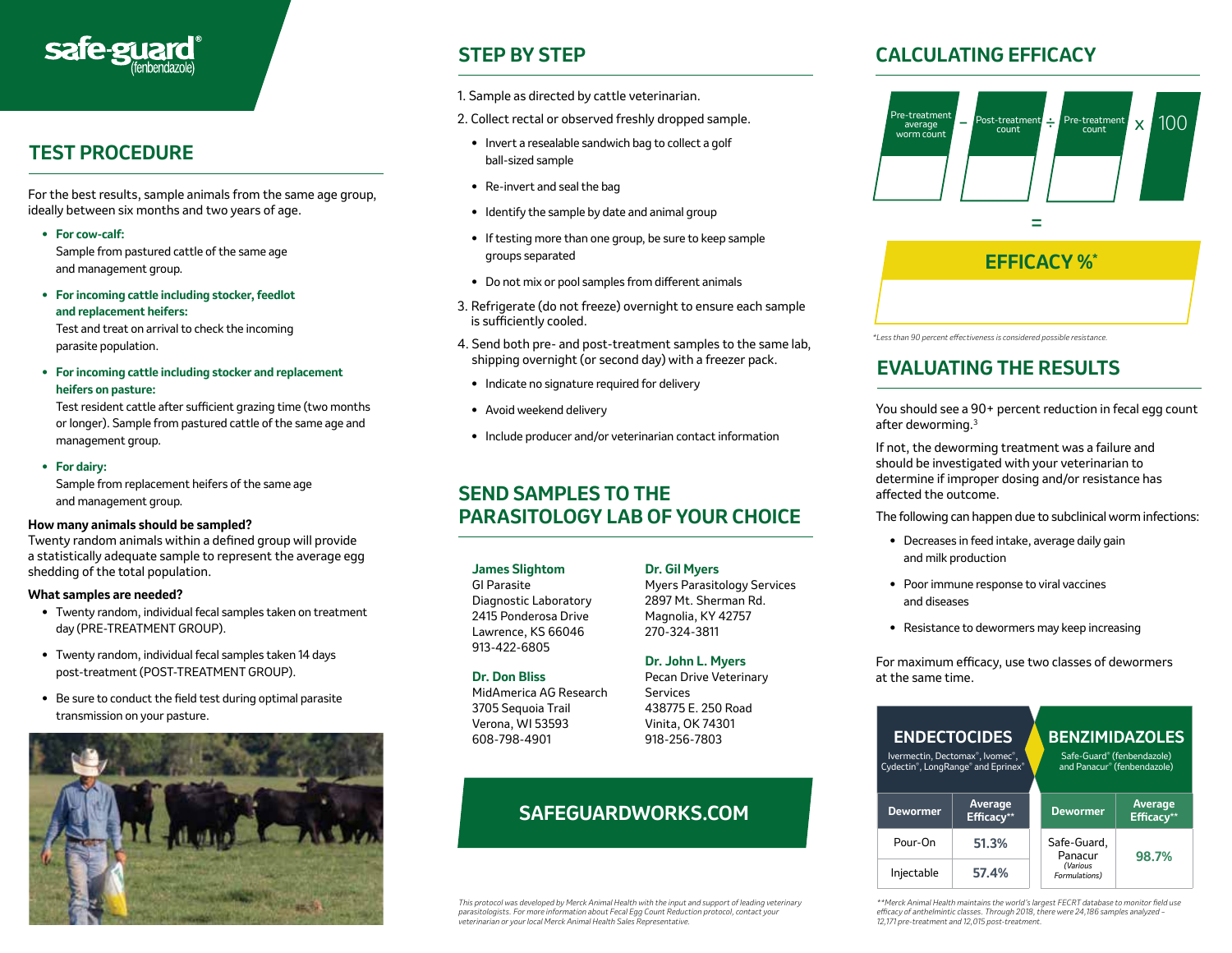safe-guard® (fenbendazole)

## TEST PROCEDURE

For the best results, sample animals from the same age group, ideally between six months and two years of age.

- **For cow-calf:**
  Sample from pastured cattle of the same age and management group.
- **For incoming cattle including stocker, feedlot and replacement heifers:**
  Test and treat on arrival to check the incoming parasite population.
- **For incoming cattle including stocker and replacement heifers on pasture:**
  Test resident cattle after sufficient grazing time (two months or longer). Sample from pastured cattle of the same age and management group.
- **For dairy:**
  Sample from replacement heifers of the same age and management group.

**How many animals should be sampled?**
Twenty random animals within a defined group will provide a statistically adequate sample to represent the average egg shedding of the total population.

**What samples are needed?**

- Twenty random, individual fecal samples taken on treatment day (PRE-TREATMENT GROUP).
- Twenty random, individual fecal samples taken 14 days post-treatment (POST-TREATMENT GROUP).
- Be sure to conduct the field test during optimal parasite transmission on your pasture.

## STEP BY STEP

1. Sample as directed by cattle veterinarian.
2. Collect rectal or observed freshly dropped sample.
   - Invert a resealable sandwich bag to collect a golf ball-sized sample
   - Re-invert and seal the bag
   - Identify the sample by date and animal group
   - If testing more than one group, be sure to keep sample groups separated
   - Do not mix or pool samples from different animals
3. Refrigerate (do not freeze) overnight to ensure each sample is sufficiently cooled.
4. Send both pre- and post-treatment samples to the same lab, shipping overnight (or second day) with a freezer pack.
   - Indicate no signature required for delivery
   - Avoid weekend delivery
   - Include producer and/or veterinarian contact information

## SEND SAMPLES TO THE PARASITOLOGY LAB OF YOUR CHOICE

**James Slighton**
GI Parasite Diagnostic Laboratory
2415 Ponderosa Drive
Lawrence, KS 66046
913-422-6805

**Dr. Don Bliss**
MidAmerica AG Research
3705 Sequoia Trail
Verona, WI 53593
608-798-4901

**Dr. Gil Myers**
Myers Parasitology Services
2897 Mt. Sherman Rd.
Magnolia, KY 42757
270-324-3811

**Dr. John L. Myers**
Pecan Drive Veterinary Services
438775 E. 250 Road
Vinita, OK 74301
918-256-7803

**SAFEGUARDWORKS.COM**

*This protocol was developed by Merck Animal Health with the input and support of leading veterinary parasitologists. For more information about Fecal Egg Count Reduction protocol, contact your veterinarian or your local Merck Animal Health Sales Representative.*

## CALCULATING EFFICACY

(Pre-treatment average worm count − Post-treatment count) ÷ Pre-treatment count x 100

=

**EFFICACY %***

*Less than 90 percent effectiveness is considered possible resistance.*

## EVALUATING THE RESULTS

You should see a 90+ percent reduction in fecal egg count after deworming.[3]

If not, the deworming treatment was a failure and should be investigated with your veterinarian to determine if improper dosing and/or resistance has affected the outcome.

The following can happen due to subclinical worm infections:

- Decreases in feed intake, average daily gain and milk production
- Poor immune response to viral vaccines and diseases
- Resistance to dewormers may keep increasing

For maximum efficacy, use two classes of dewormers at the same time.

**ENDECTOCIDES**
Ivermectin, Dectomax®, Ivomec®, Cydectin®, LongRange® and Eprinex®

| Dewormer | Average Efficacy** |
| --- | --- |
| Pour-On | 51.3% |
| Injectable | 57.4% |

**BENZIMIDAZOLES**
Safe-Guard® (fenbendazole) and Panacur® (fenbendazole)

| Dewormer | Average Efficacy** |
| --- | --- |
| Safe-Guard, Panacur *(Various Formulations)* | 98.7% |

*\*\*Merck Animal Health maintains the world's largest FECRT database to monitor field use efficacy of anthelmintic classes. Through 2018, there were 24,186 samples analyzed – 12,171 pre-treatment and 12,015 post-treatment.*